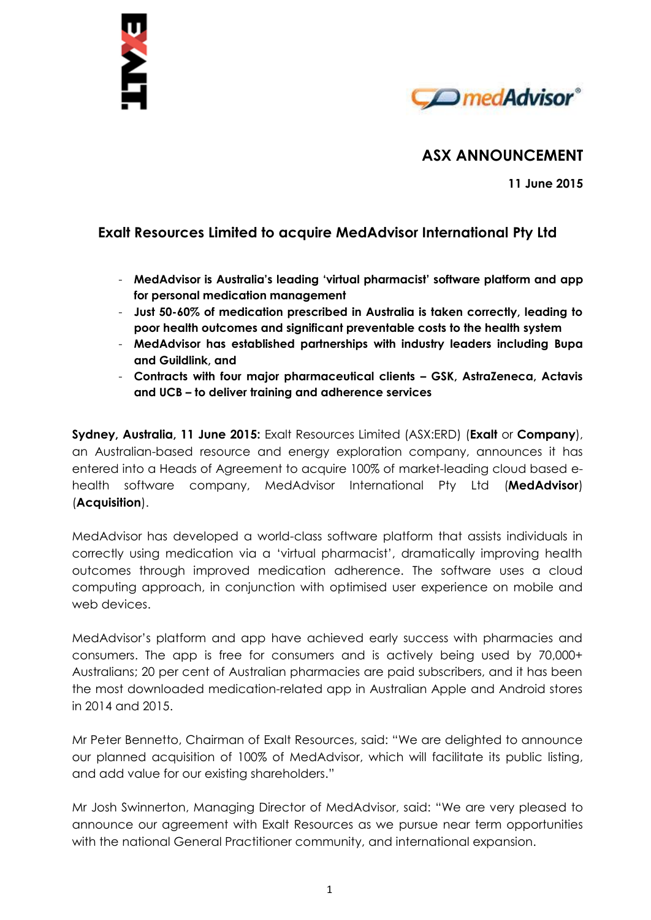# ASX ANNOUNCEMENT

**11 June 2015**

## Exalt Resources Limited to acquire MedAdvisor International Pty Ltd

- **MedAdvisor is Australia's leading 'virtual pharmacist' software platform and app for personal medication management**
- **Just 50-60% of medication prescribed in Australia is taken correctly, leading to poor health outcomes and significant preventable costs to the health system**
- **MedAdvisor has established partnerships with industry leaders including Bupa and Guildlink, and**
- **Contracts with four major pharmaceutical clients – GSK, AstraZeneca, Actavis and UCB – to deliver training and adherence services**

**Sydney, Australia, 11 June 2015:** Exalt Resources Limited (ASX:ERD) (**Exalt** or **Company**), an Australian-based resource and energy exploration company, announces it has entered into a Heads of Agreement to acquire 100% of market-leading cloud based e-health software company, MedAdvisor International Pty Ltd (**MedAdvisor**) (**Acquisition**).

MedAdvisor has developed a world-class software platform that assists individuals in correctly using medication via a 'virtual pharmacist', dramatically improving health outcomes through improved medication adherence. The software uses a cloud computing approach, in conjunction with optimised user experience on mobile and web devices.

MedAdvisor's platform and app have achieved early success with pharmacies and consumers. The app is free for consumers and is actively being used by 70,000+ Australians; 20 per cent of Australian pharmacies are paid subscribers, and it has been the most downloaded medication-related app in Australian Apple and Android stores in 2014 and 2015.

Mr Peter Bennetto, Chairman of Exalt Resources, said: "We are delighted to announce our planned acquisition of 100% of MedAdvisor, which will facilitate its public listing, and add value for our existing shareholders."

Mr Josh Swinnerton, Managing Director of MedAdvisor, said: "We are very pleased to announce our agreement with Exalt Resources as we pursue near term opportunities with the national General Practitioner community, and international expansion.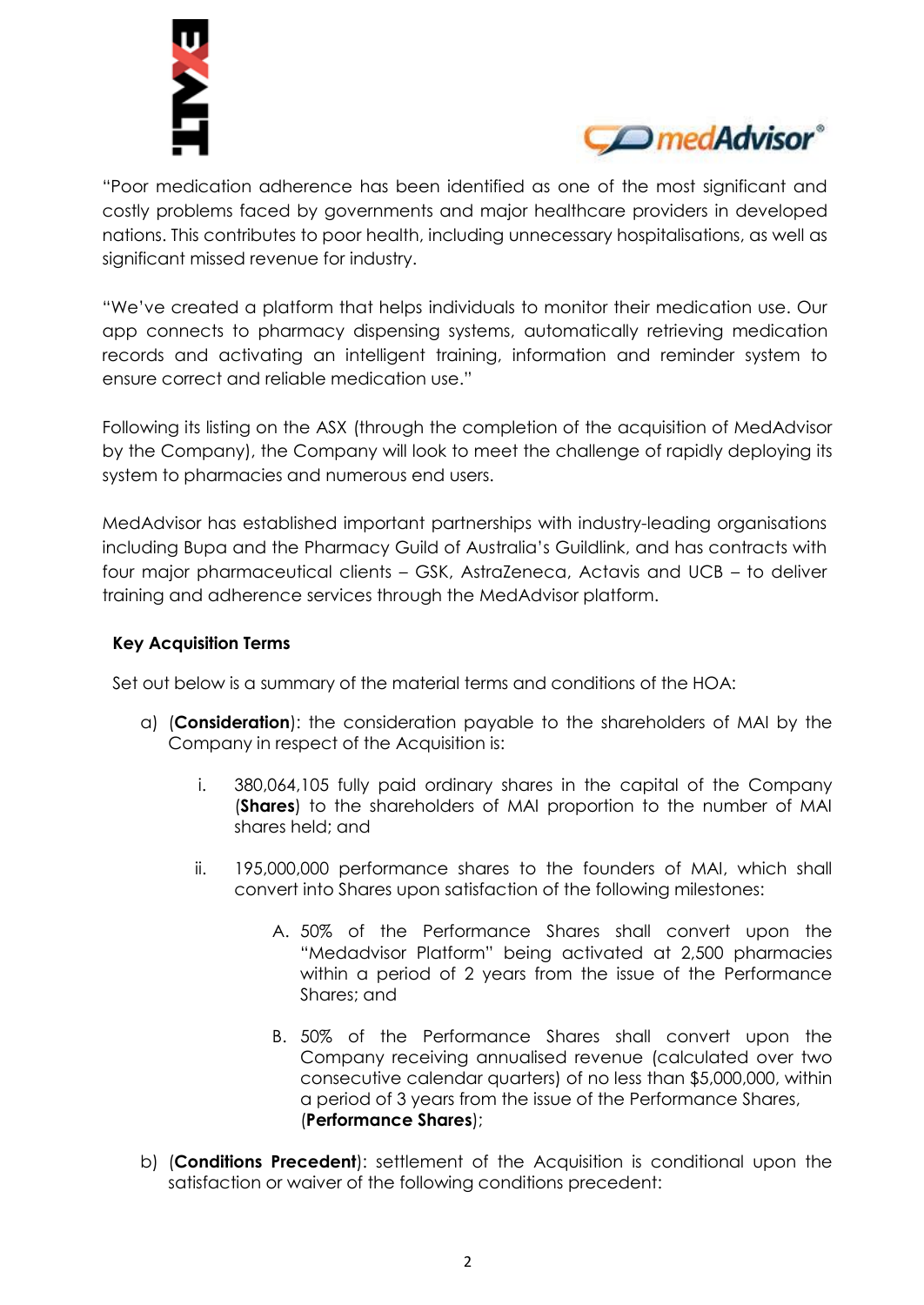"Poor medication adherence has been identified as one of the most significant and costly problems faced by governments and major healthcare providers in developed nations. This contributes to poor health, including unnecessary hospitalisations, as well as significant missed revenue for industry.

"We've created a platform that helps individuals to monitor their medication use. Our app connects to pharmacy dispensing systems, automatically retrieving medication records and activating an intelligent training, information and reminder system to ensure correct and reliable medication use."

Following its listing on the ASX (through the completion of the acquisition of MedAdvisor by the Company), the Company will look to meet the challenge of rapidly deploying its system to pharmacies and numerous end users.

MedAdvisor has established important partnerships with industry-leading organisations including Bupa and the Pharmacy Guild of Australia's Guildlink, and has contracts with four major pharmaceutical clients – GSK, AstraZeneca, Actavis and UCB – to deliver training and adherence services through the MedAdvisor platform.

**Key Acquisition Terms**

Set out below is a summary of the material terms and conditions of the HOA:

a) (**Consideration**): the consideration payable to the shareholders of MAI by the Company in respect of the Acquisition is:

   i. 380,064,105 fully paid ordinary shares in the capital of the Company (**Shares**) to the shareholders of MAI proportion to the number of MAI shares held; and

   ii. 195,000,000 performance shares to the founders of MAI, which shall convert into Shares upon satisfaction of the following milestones:

      A. 50% of the Performance Shares shall convert upon the "Medadvisor Platform" being activated at 2,500 pharmacies within a period of 2 years from the issue of the Performance Shares; and

      B. 50% of the Performance Shares shall convert upon the Company receiving annualised revenue (calculated over two consecutive calendar quarters) of no less than $5,000,000, within a period of 3 years from the issue of the Performance Shares, (**Performance Shares**);

b) (**Conditions Precedent**): settlement of the Acquisition is conditional upon the satisfaction or waiver of the following conditions precedent: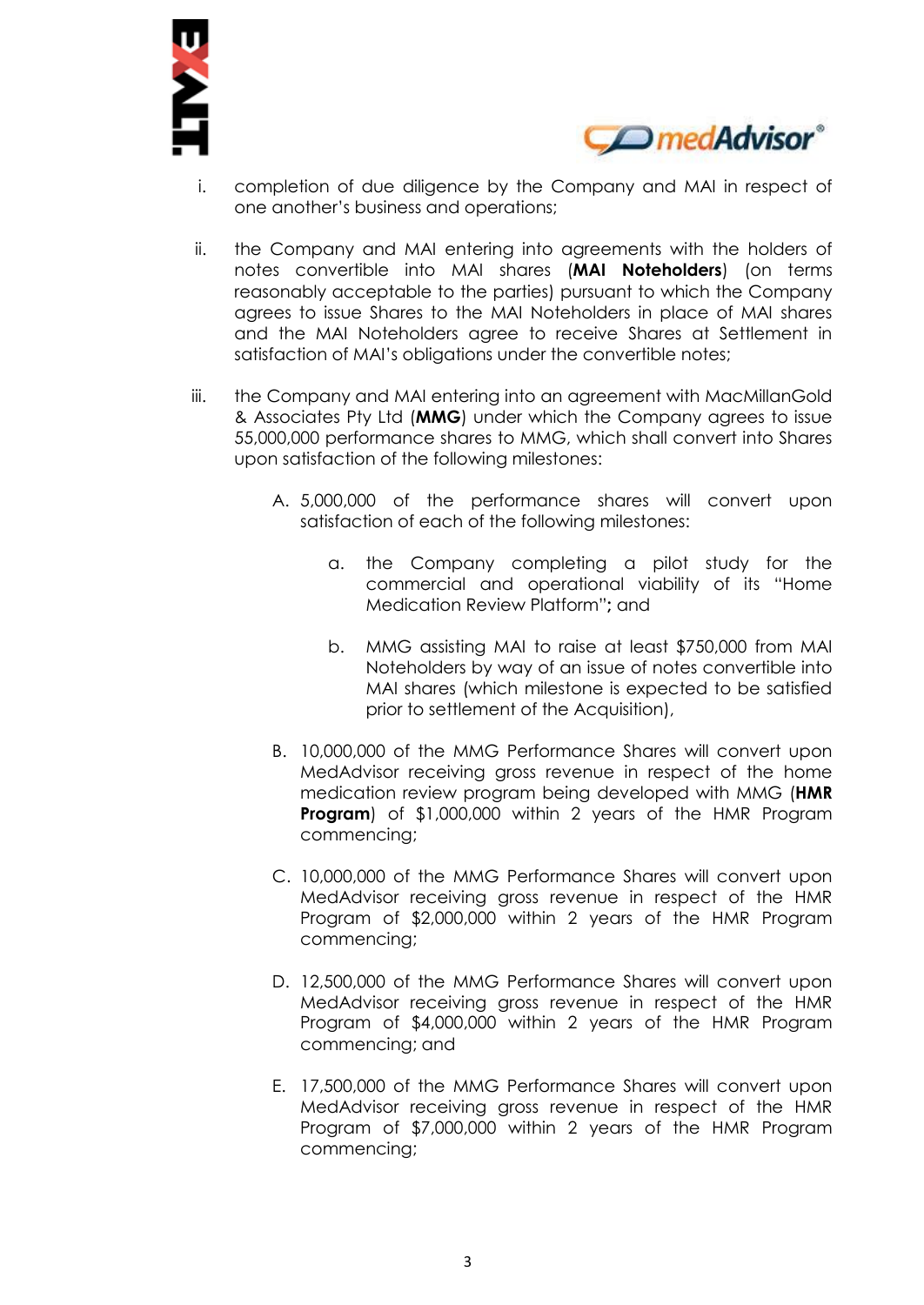i. completion of due diligence by the Company and MAI in respect of one another's business and operations;

ii. the Company and MAI entering into agreements with the holders of notes convertible into MAI shares (**MAI Noteholders**) (on terms reasonably acceptable to the parties) pursuant to which the Company agrees to issue Shares to the MAI Noteholders in place of MAI shares and the MAI Noteholders agree to receive Shares at Settlement in satisfaction of MAI's obligations under the convertible notes;

iii. the Company and MAI entering into an agreement with MacMillanGold & Associates Pty Ltd (**MMG**) under which the Company agrees to issue 55,000,000 performance shares to MMG, which shall convert into Shares upon satisfaction of the following milestones:

   A. 5,000,000 of the performance shares will convert upon satisfaction of each of the following milestones:

      a. the Company completing a pilot study for the commercial and operational viability of its "Home Medication Review Platform"**;** and

      b. MMG assisting MAI to raise at least $750,000 from MAI Noteholders by way of an issue of notes convertible into MAI shares (which milestone is expected to be satisfied prior to settlement of the Acquisition),

   B. 10,000,000 of the MMG Performance Shares will convert upon MedAdvisor receiving gross revenue in respect of the home medication review program being developed with MMG (**HMR Program**) of $1,000,000 within 2 years of the HMR Program commencing;

   C. 10,000,000 of the MMG Performance Shares will convert upon MedAdvisor receiving gross revenue in respect of the HMR Program of $2,000,000 within 2 years of the HMR Program commencing;

   D. 12,500,000 of the MMG Performance Shares will convert upon MedAdvisor receiving gross revenue in respect of the HMR Program of $4,000,000 within 2 years of the HMR Program commencing; and

   E. 17,500,000 of the MMG Performance Shares will convert upon MedAdvisor receiving gross revenue in respect of the HMR Program of $7,000,000 within 2 years of the HMR Program commencing;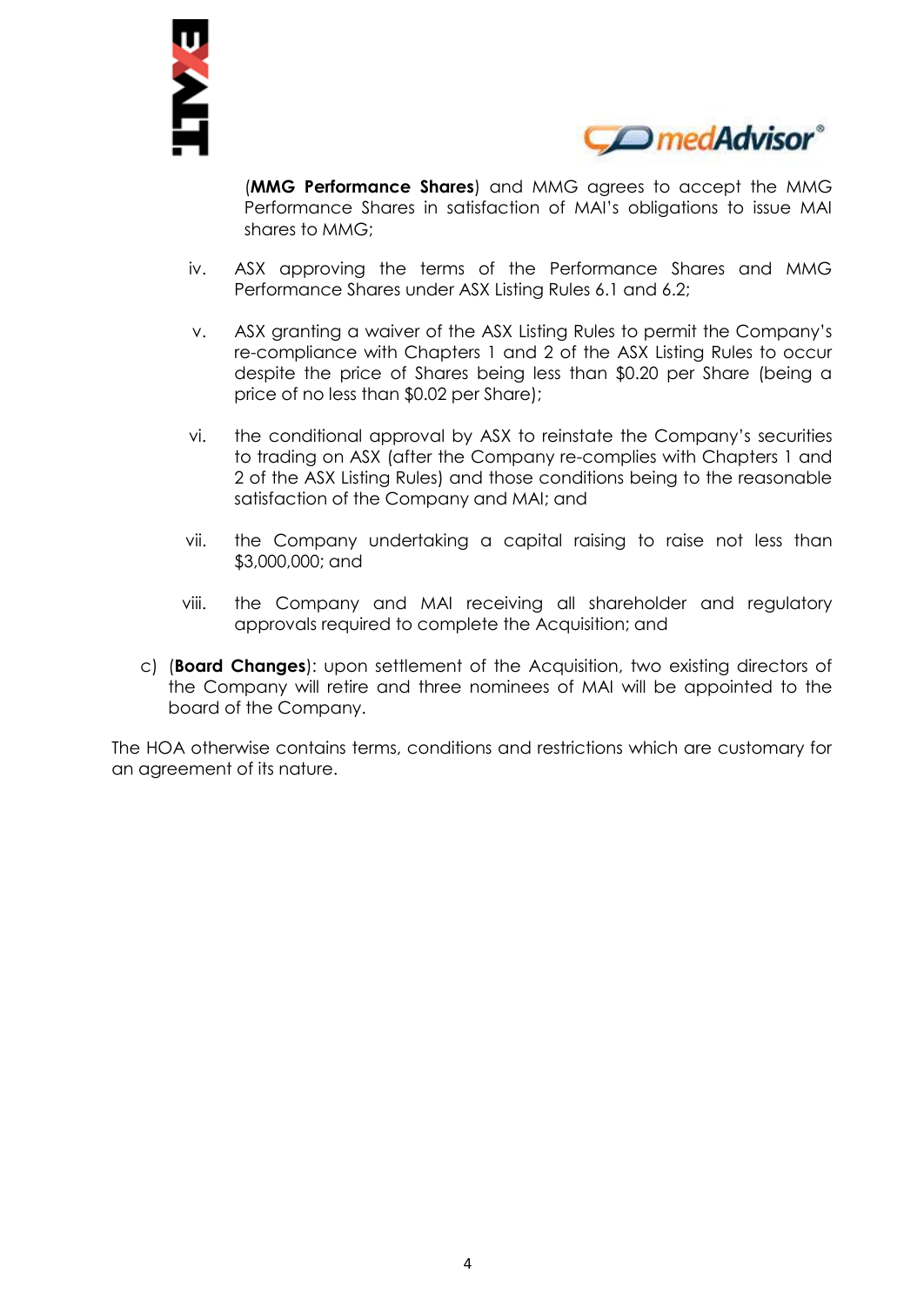(**MMG Performance Shares**) and MMG agrees to accept the MMG Performance Shares in satisfaction of MAI's obligations to issue MAI shares to MMG;

iv. ASX approving the terms of the Performance Shares and MMG Performance Shares under ASX Listing Rules 6.1 and 6.2;

v. ASX granting a waiver of the ASX Listing Rules to permit the Company's re-compliance with Chapters 1 and 2 of the ASX Listing Rules to occur despite the price of Shares being less than $0.20 per Share (being a price of no less than $0.02 per Share);

vi. the conditional approval by ASX to reinstate the Company's securities to trading on ASX (after the Company re-complies with Chapters 1 and 2 of the ASX Listing Rules) and those conditions being to the reasonable satisfaction of the Company and MAI; and

vii. the Company undertaking a capital raising to raise not less than $3,000,000; and

viii. the Company and MAI receiving all shareholder and regulatory approvals required to complete the Acquisition; and

c) (**Board Changes**): upon settlement of the Acquisition, two existing directors of the Company will retire and three nominees of MAI will be appointed to the board of the Company.

The HOA otherwise contains terms, conditions and restrictions which are customary for an agreement of its nature.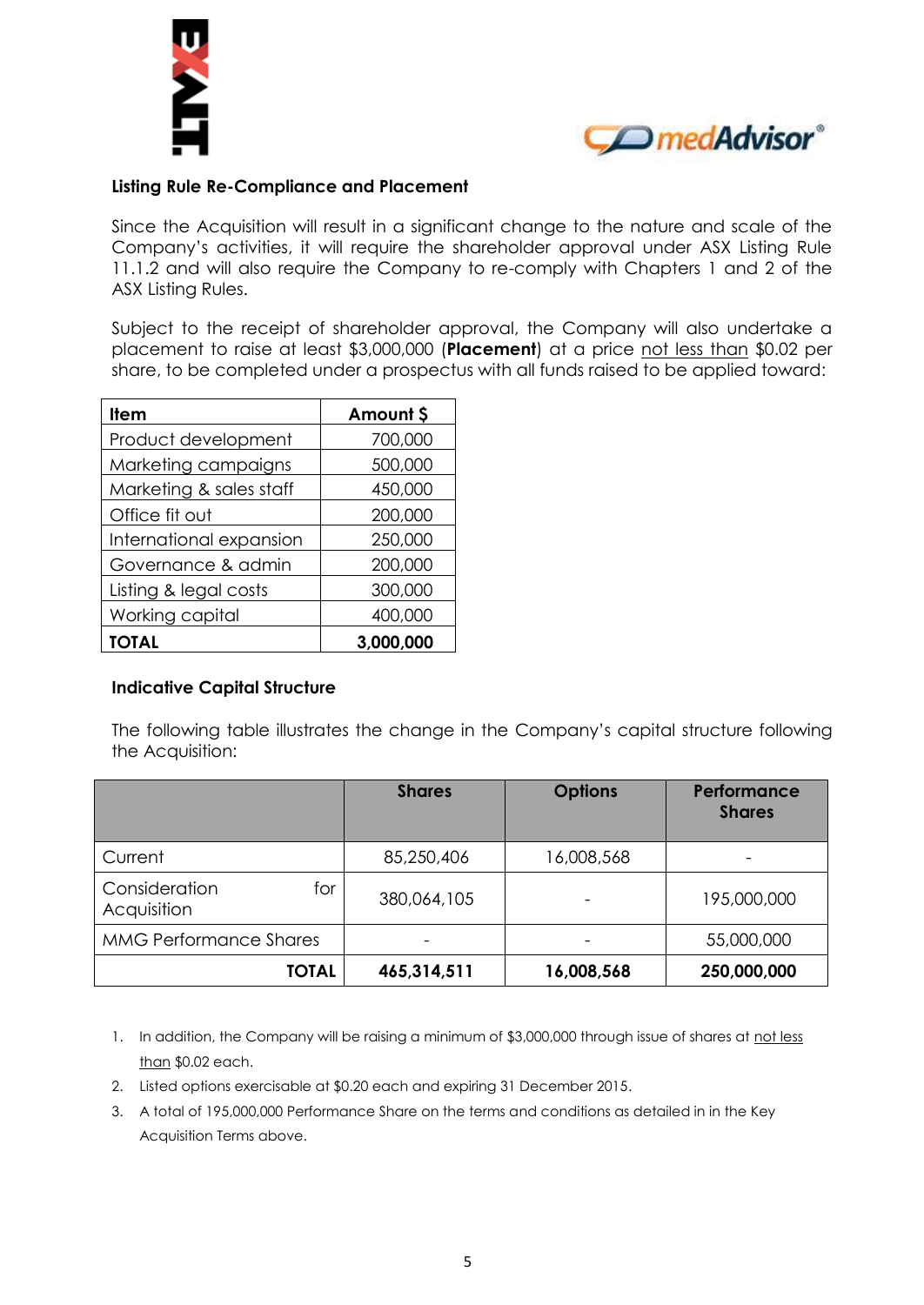### Listing Rule Re-Compliance and Placement

Since the Acquisition will result in a significant change to the nature and scale of the Company's activities, it will require the shareholder approval under ASX Listing Rule 11.1.2 and will also require the Company to re-comply with Chapters 1 and 2 of the ASX Listing Rules.

Subject to the receipt of shareholder approval, the Company will also undertake a placement to raise at least $3,000,000 (**Placement**) at a price not less than $0.02 per share, to be completed under a prospectus with all funds raised to be applied toward:

| Item | Amount $ |
|---|---|
| Product development | 700,000 |
| Marketing campaigns | 500,000 |
| Marketing & sales staff | 450,000 |
| Office fit out | 200,000 |
| International expansion | 250,000 |
| Governance & admin | 200,000 |
| Listing & legal costs | 300,000 |
| Working capital | 400,000 |
| **TOTAL** | **3,000,000** |

### Indicative Capital Structure

The following table illustrates the change in the Company's capital structure following the Acquisition:

| | Shares | Options | Performance Shares |
|---|---|---|---|
| Current | 85,250,406 | 16,008,568 | - |
| Consideration for Acquisition | 380,064,105 | - | 195,000,000 |
| MMG Performance Shares | - | - | 55,000,000 |
| **TOTAL** | **465,314,511** | **16,008,568** | **250,000,000** |

1. In addition, the Company will be raising a minimum of $3,000,000 through issue of shares at not less than $0.02 each.
2. Listed options exercisable at $0.20 each and expiring 31 December 2015.
3. A total of 195,000,000 Performance Share on the terms and conditions as detailed in in the Key Acquisition Terms above.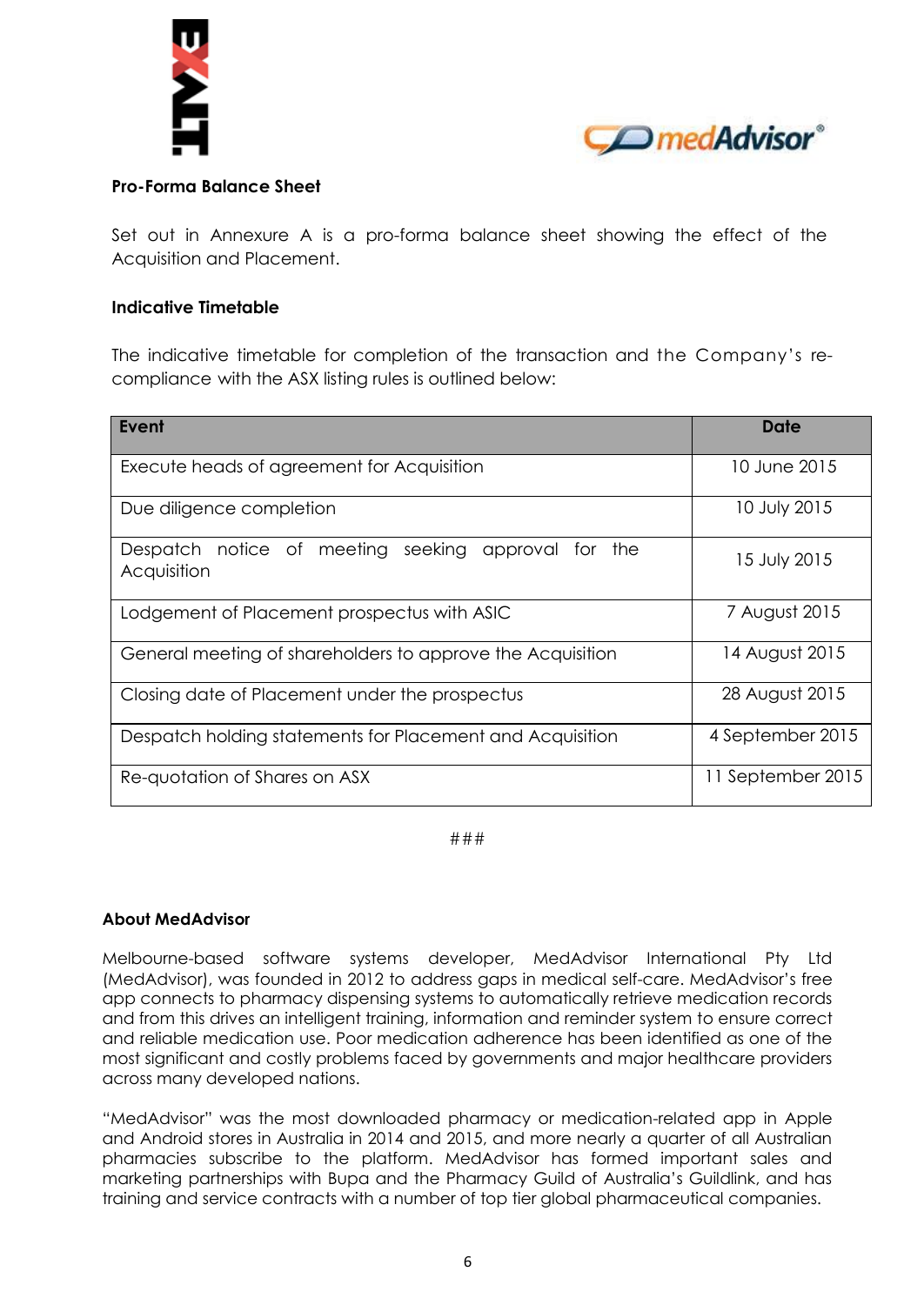## Pro-Forma Balance Sheet

Set out in Annexure A is a pro-forma balance sheet showing the effect of the Acquisition and Placement.

## Indicative Timetable

The indicative timetable for completion of the transaction and the Company's re-compliance with the ASX listing rules is outlined below:

| Event | Date |
|---|---|
| Execute heads of agreement for Acquisition | 10 June 2015 |
| Due diligence completion | 10 July 2015 |
| Despatch notice of meeting seeking approval for the Acquisition | 15 July 2015 |
| Lodgement of Placement prospectus with ASIC | 7 August 2015 |
| General meeting of shareholders to approve the Acquisition | 14 August 2015 |
| Closing date of Placement under the prospectus | 28 August 2015 |
| Despatch holding statements for Placement and Acquisition | 4 September 2015 |
| Re-quotation of Shares on ASX | 11 September 2015 |

###

## About MedAdvisor

Melbourne-based software systems developer, MedAdvisor International Pty Ltd (MedAdvisor), was founded in 2012 to address gaps in medical self-care. MedAdvisor's free app connects to pharmacy dispensing systems to automatically retrieve medication records and from this drives an intelligent training, information and reminder system to ensure correct and reliable medication use. Poor medication adherence has been identified as one of the most significant and costly problems faced by governments and major healthcare providers across many developed nations.

"MedAdvisor" was the most downloaded pharmacy or medication-related app in Apple and Android stores in Australia in 2014 and 2015, and more nearly a quarter of all Australian pharmacies subscribe to the platform. MedAdvisor has formed important sales and marketing partnerships with Bupa and the Pharmacy Guild of Australia's Guildlink, and has training and service contracts with a number of top tier global pharmaceutical companies.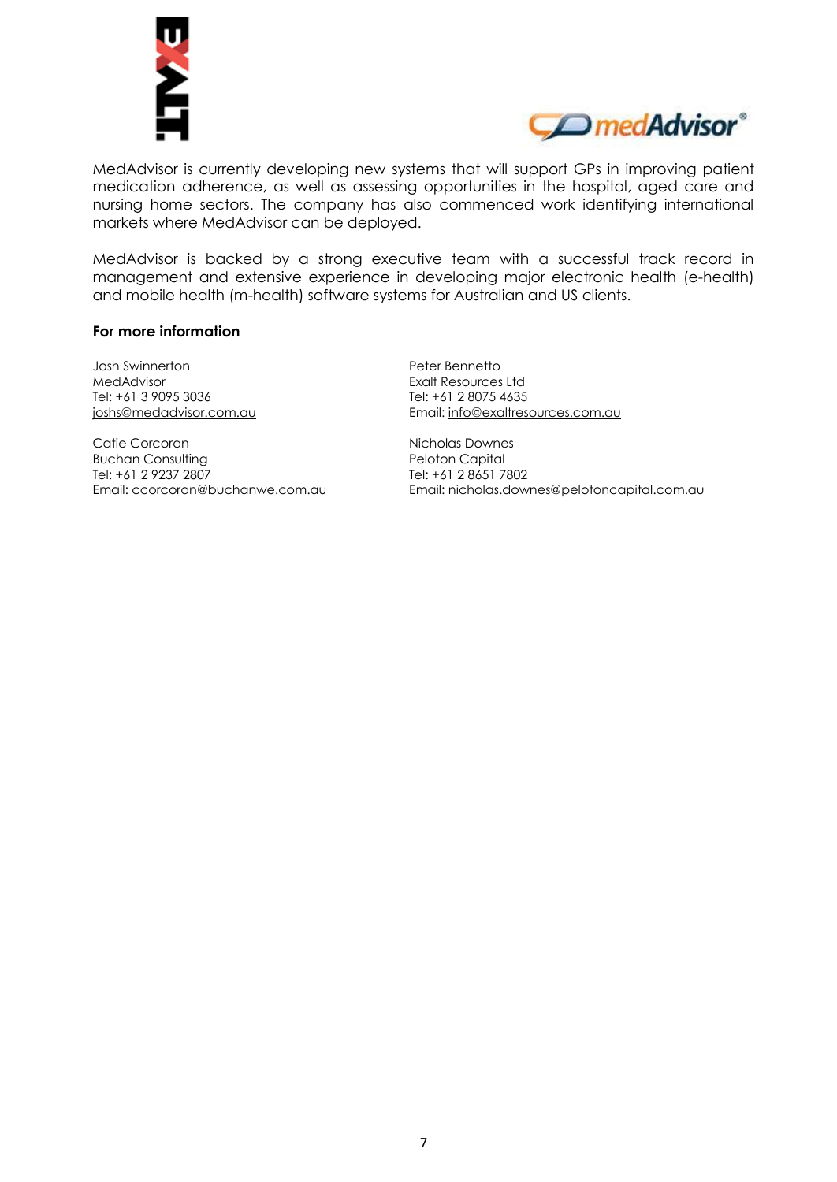MedAdvisor is currently developing new systems that will support GPs in improving patient medication adherence, as well as assessing opportunities in the hospital, aged care and nursing home sectors. The company has also commenced work identifying international markets where MedAdvisor can be deployed.

MedAdvisor is backed by a strong executive team with a successful track record in management and extensive experience in developing major electronic health (e-health) and mobile health (m-health) software systems for Australian and US clients.

**For more information**

Josh Swinnerton
MedAdvisor
Tel: +61 3 9095 3036
joshs@medadvisor.com.au

Peter Bennetto
Exalt Resources Ltd
Tel: +61 2 8075 4635
Email: info@exaltresources.com.au

Catie Corcoran
Buchan Consulting
Tel: +61 2 9237 2807
Email: ccorcoran@buchanwe.com.au

Nicholas Downes
Peloton Capital
Tel: +61 2 8651 7802
Email: nicholas.downes@pelotoncapital.com.au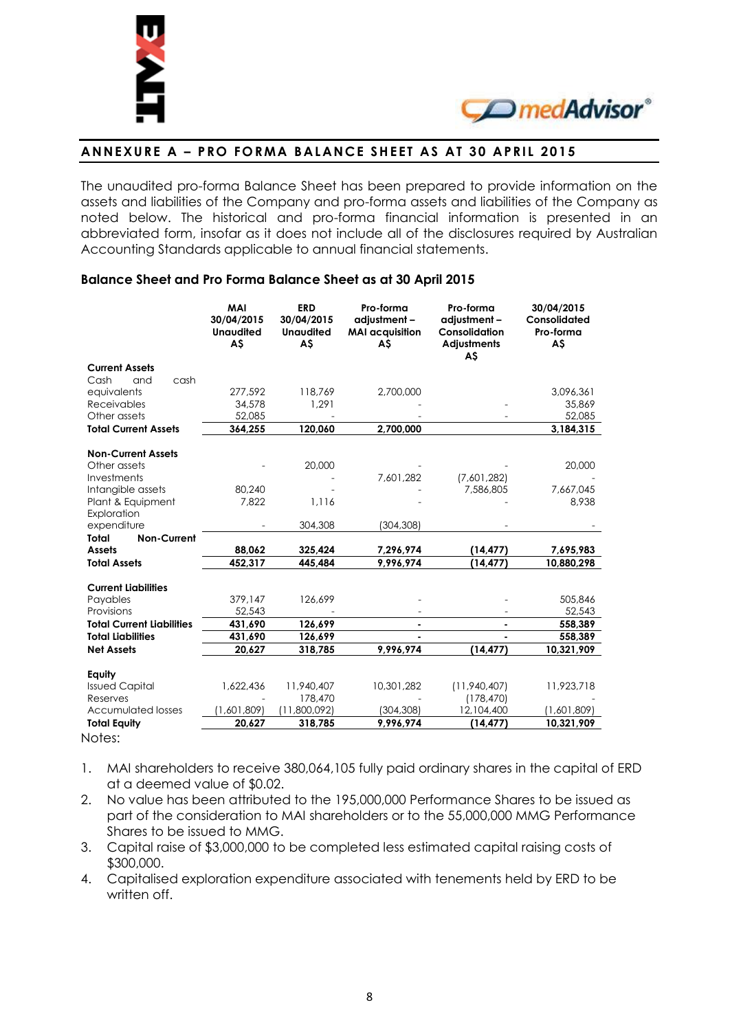## ANNEXURE A – PRO FORMA BALANCE SHEET AS AT 30 APRIL 2015

The unaudited pro-forma Balance Sheet has been prepared to provide information on the assets and liabilities of the Company and pro-forma assets and liabilities of the Company as noted below. The historical and pro-forma financial information is presented in an abbreviated form, insofar as it does not include all of the disclosures required by Australian Accounting Standards applicable to annual financial statements.

### Balance Sheet and Pro Forma Balance Sheet as at 30 April 2015

| | MAI 30/04/2015 Unaudited A$ | ERD 30/04/2015 Unaudited A$ | Pro-forma adjustment – MAI acquisition A$ | Pro-forma adjustment – Consolidation Adjustments A$ | 30/04/2015 Consolidated Pro-forma A$ |
|---|---|---|---|---|---|
| **Current Assets** | | | | | |
| Cash and cash equivalents | 277,592 | 118,769 | 2,700,000 | | 3,096,361 |
| Receivables | 34,578 | 1,291 | - | - | 35,869 |
| Other assets | 52,085 | - | - | - | 52,085 |
| **Total Current Assets** | **364,255** | **120,060** | **2,700,000** | | **3,184,315** |
| **Non-Current Assets** | | | | | |
| Other assets | - | 20,000 | - | - | 20,000 |
| Investments | | - | 7,601,282 | (7,601,282) | - |
| Intangible assets | 80,240 | - | - | 7,586,805 | 7,667,045 |
| Plant & Equipment | 7,822 | 1,116 | - | - | 8,938 |
| Exploration expenditure | - | 304,308 | (304,308) | - | - |
| **Total Non-Current Assets** | **88,062** | **325,424** | **7,296,974** | **(14,477)** | **7,695,983** |
| **Total Assets** | **452,317** | **445,484** | **9,996,974** | **(14,477)** | **10,880,298** |
| **Current Liabilities** | | | | | |
| Payables | 379,147 | 126,699 | - | - | 505,846 |
| Provisions | 52,543 | - | - | - | 52,543 |
| **Total Current Liabilities** | **431,690** | **126,699** | **-** | **-** | **558,389** |
| **Total Liabilities** | **431,690** | **126,699** | **-** | **-** | **558,389** |
| **Net Assets** | **20,627** | **318,785** | **9,996,974** | **(14,477)** | **10,321,909** |
| **Equity** | | | | | |
| Issued Capital | 1,622,436 | 11,940,407 | 10,301,282 | (11,940,407) | 11,923,718 |
| Reserves | - | 178,470 | - | (178,470) | - |
| Accumulated losses | (1,601,809) | (11,800,092) | (304,308) | 12,104,400 | (1,601,809) |
| **Total Equity** | **20,627** | **318,785** | **9,996,974** | **(14,477)** | **10,321,909** |

Notes:

1. MAI shareholders to receive 380,064,105 fully paid ordinary shares in the capital of ERD at a deemed value of $0.02.
2. No value has been attributed to the 195,000,000 Performance Shares to be issued as part of the consideration to MAI shareholders or to the 55,000,000 MMG Performance Shares to be issued to MMG.
3. Capital raise of $3,000,000 to be completed less estimated capital raising costs of $300,000.
4. Capitalised exploration expenditure associated with tenements held by ERD to be written off.